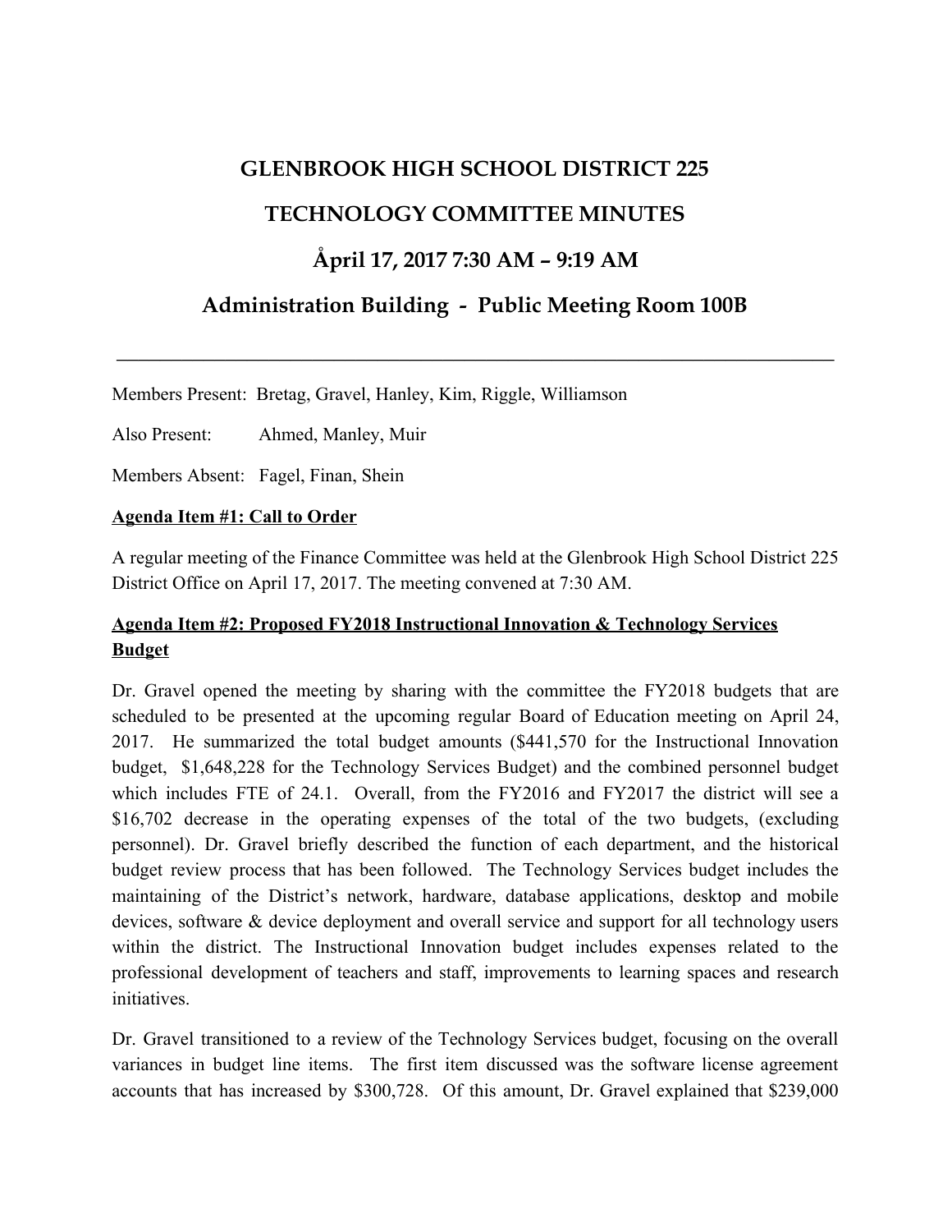# GLENBROOK HIGH SCHOOL DISTRICT 225

# TECHNOLOGY COMMITTEE MINUTES

## Åpril 17, 2017 7:30 AM – 9:19 AM

## Administration Building - Public Meeting Room 100B

---

Members Present: Bretag, Gravel, Hanley, Kim, Riggle, Williamson

Also Present: Ahmed, Manley, Muir

Members Absent: Fagel, Finan, Shein

**Agenda Item #1: Call to Order**

A regular meeting of the Finance Committee was held at the Glenbrook High School District 225 District Office on April 17, 2017. The meeting convened at 7:30 AM.

**Agenda Item #2: Proposed FY2018 Instructional Innovation & Technology Services Budget**

Dr. Gravel opened the meeting by sharing with the committee the FY2018 budgets that are scheduled to be presented at the upcoming regular Board of Education meeting on April 24, 2017. He summarized the total budget amounts ($441,570 for the Instructional Innovation budget, $1,648,228 for the Technology Services Budget) and the combined personnel budget which includes FTE of 24.1. Overall, from the FY2016 and FY2017 the district will see a $16,702 decrease in the operating expenses of the total of the two budgets, (excluding personnel). Dr. Gravel briefly described the function of each department, and the historical budget review process that has been followed. The Technology Services budget includes the maintaining of the District's network, hardware, database applications, desktop and mobile devices, software & device deployment and overall service and support for all technology users within the district. The Instructional Innovation budget includes expenses related to the professional development of teachers and staff, improvements to learning spaces and research initiatives.

Dr. Gravel transitioned to a review of the Technology Services budget, focusing on the overall variances in budget line items. The first item discussed was the software license agreement accounts that has increased by $300,728. Of this amount, Dr. Gravel explained that $239,000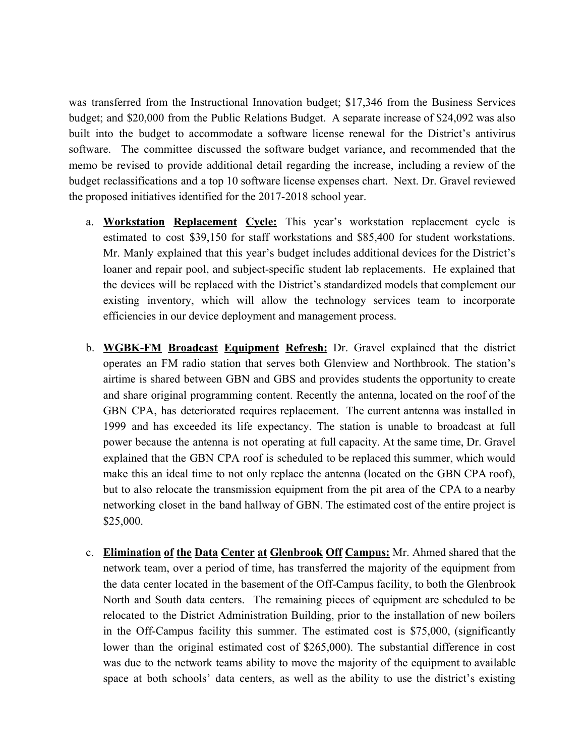was transferred from the Instructional Innovation budget; $17,346 from the Business Services budget; and $20,000 from the Public Relations Budget. A separate increase of $24,092 was also built into the budget to accommodate a software license renewal for the District's antivirus software. The committee discussed the software budget variance, and recommended that the memo be revised to provide additional detail regarding the increase, including a review of the budget reclassifications and a top 10 software license expenses chart. Next. Dr. Gravel reviewed the proposed initiatives identified for the 2017-2018 school year.

a. **Workstation Replacement Cycle:** This year's workstation replacement cycle is estimated to cost $39,150 for staff workstations and $85,400 for student workstations. Mr. Manly explained that this year's budget includes additional devices for the District's loaner and repair pool, and subject-specific student lab replacements. He explained that the devices will be replaced with the District's standardized models that complement our existing inventory, which will allow the technology services team to incorporate efficiencies in our device deployment and management process.

b. **WGBK-FM Broadcast Equipment Refresh:** Dr. Gravel explained that the district operates an FM radio station that serves both Glenview and Northbrook. The station's airtime is shared between GBN and GBS and provides students the opportunity to create and share original programming content. Recently the antenna, located on the roof of the GBN CPA, has deteriorated requires replacement. The current antenna was installed in 1999 and has exceeded its life expectancy. The station is unable to broadcast at full power because the antenna is not operating at full capacity. At the same time, Dr. Gravel explained that the GBN CPA roof is scheduled to be replaced this summer, which would make this an ideal time to not only replace the antenna (located on the GBN CPA roof), but to also relocate the transmission equipment from the pit area of the CPA to a nearby networking closet in the band hallway of GBN. The estimated cost of the entire project is $25,000.

c. **Elimination of the Data Center at Glenbrook Off Campus:** Mr. Ahmed shared that the network team, over a period of time, has transferred the majority of the equipment from the data center located in the basement of the Off-Campus facility, to both the Glenbrook North and South data centers. The remaining pieces of equipment are scheduled to be relocated to the District Administration Building, prior to the installation of new boilers in the Off-Campus facility this summer. The estimated cost is $75,000, (significantly lower than the original estimated cost of $265,000). The substantial difference in cost was due to the network teams ability to move the majority of the equipment to available space at both schools' data centers, as well as the ability to use the district's existing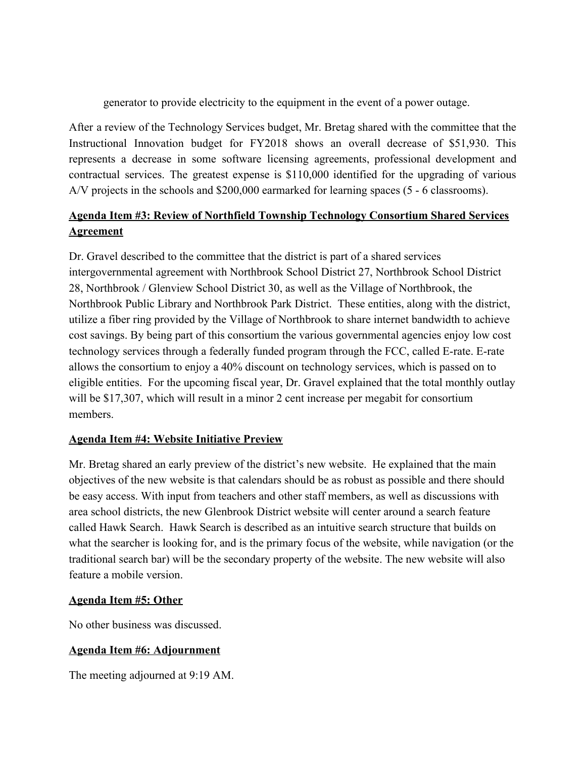generator to provide electricity to the equipment in the event of a power outage.

After a review of the Technology Services budget, Mr. Bretag shared with the committee that the Instructional Innovation budget for FY2018 shows an overall decrease of $51,930. This represents a decrease in some software licensing agreements, professional development and contractual services. The greatest expense is $110,000 identified for the upgrading of various A/V projects in the schools and $200,000 earmarked for learning spaces (5 - 6 classrooms).

### **Agenda Item #3: Review of Northfield Township Technology Consortium Shared Services Agreement**

Dr. Gravel described to the committee that the district is part of a shared services intergovernmental agreement with Northbrook School District 27, Northbrook School District 28, Northbrook / Glenview School District 30, as well as the Village of Northbrook, the Northbrook Public Library and Northbrook Park District. These entities, along with the district, utilize a fiber ring provided by the Village of Northbrook to share internet bandwidth to achieve cost savings. By being part of this consortium the various governmental agencies enjoy low cost technology services through a federally funded program through the FCC, called E-rate. E-rate allows the consortium to enjoy a 40% discount on technology services, which is passed on to eligible entities. For the upcoming fiscal year, Dr. Gravel explained that the total monthly outlay will be $17,307, which will result in a minor 2 cent increase per megabit for consortium members.

### **Agenda Item #4: Website Initiative Preview**

Mr. Bretag shared an early preview of the district's new website. He explained that the main objectives of the new website is that calendars should be as robust as possible and there should be easy access. With input from teachers and other staff members, as well as discussions with area school districts, the new Glenbrook District website will center around a search feature called Hawk Search. Hawk Search is described as an intuitive search structure that builds on what the searcher is looking for, and is the primary focus of the website, while navigation (or the traditional search bar) will be the secondary property of the website. The new website will also feature a mobile version.

### **Agenda Item #5: Other**

No other business was discussed.

### **Agenda Item #6: Adjournment**

The meeting adjourned at 9:19 AM.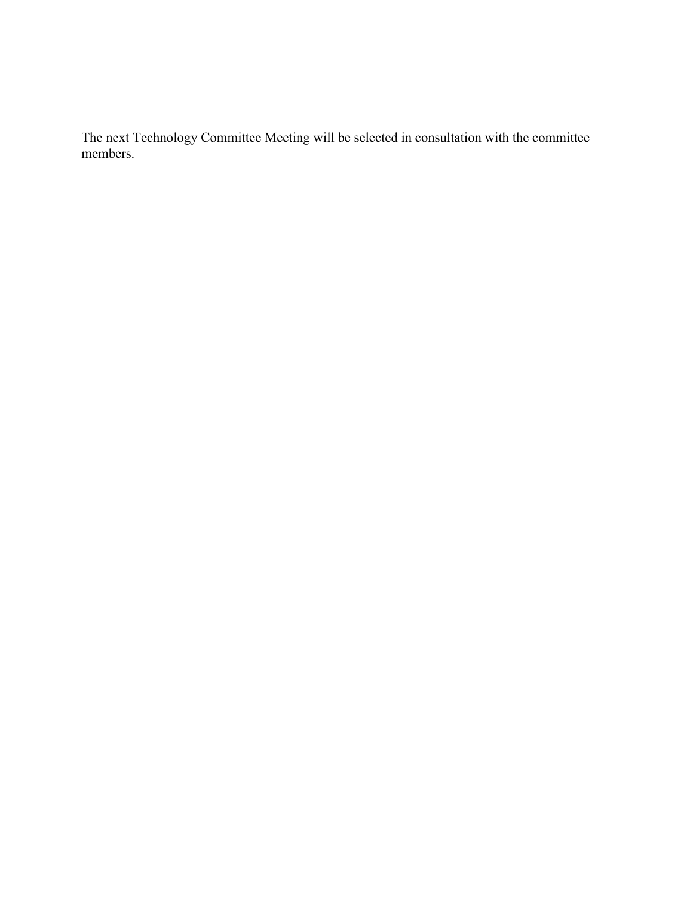The next Technology Committee Meeting will be selected in consultation with the committee members.